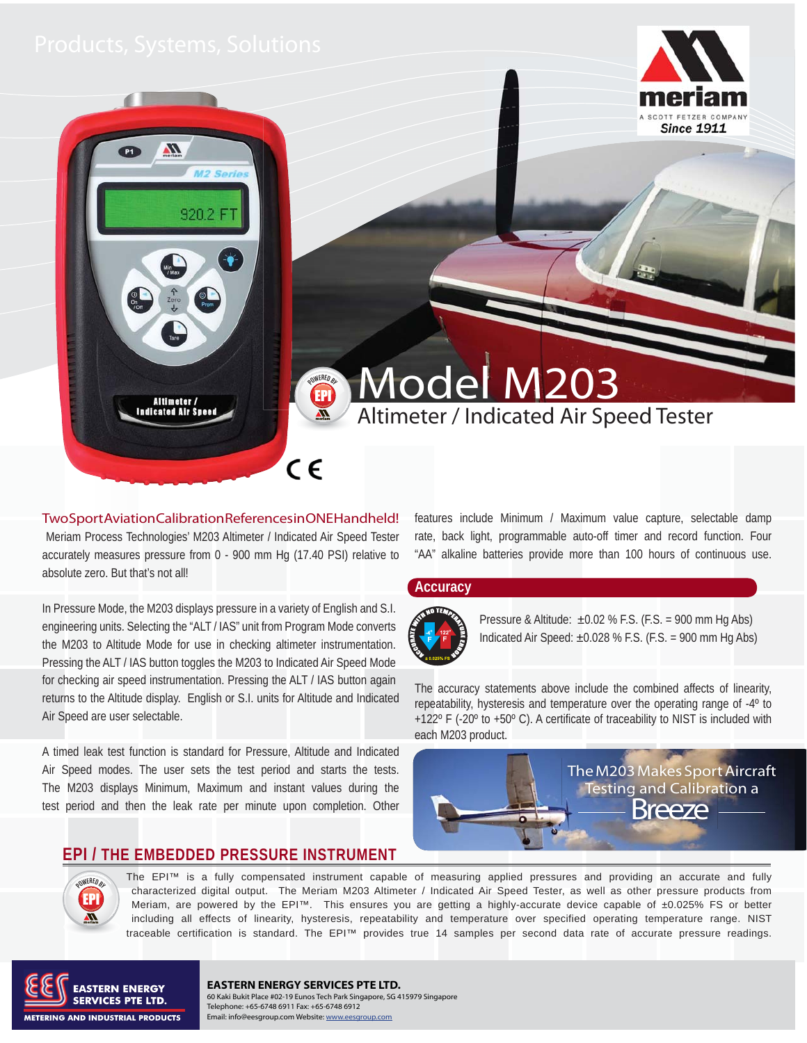Products, Systems, Solutions

meriam
A SCOTT FETZER COMPANY
Since 1911

# Model M203

## Altimeter / Indicated Air Speed Tester

### Two Sport Aviation Calibration References in ONE Handheld!

Meriam Process Technologies' M203 Altimeter / Indicated Air Speed Tester accurately measures pressure from 0 - 900 mm Hg (17.40 PSI) relative to absolute zero. But that's not all!

In Pressure Mode, the M203 displays pressure in a variety of English and S.I. engineering units. Selecting the "ALT / IAS" unit from Program Mode converts the M203 to Altitude Mode for use in checking altimeter instrumentation. Pressing the ALT / IAS button toggles the M203 to Indicated Air Speed Mode for checking air speed instrumentation. Pressing the ALT / IAS button again returns to the Altitude display. English or S.I. units for Altitude and Indicated Air Speed are user selectable.

A timed leak test function is standard for Pressure, Altitude and Indicated Air Speed modes. The user sets the test period and starts the tests. The M203 displays Minimum, Maximum and instant values during the test period and then the leak rate per minute upon completion. Other features include Minimum / Maximum value capture, selectable damp rate, back light, programmable auto-off timer and record function. Four "AA" alkaline batteries provide more than 100 hours of continuous use.

### Accuracy

Pressure & Altitude: ±0.02 % F.S. (F.S. = 900 mm Hg Abs)
Indicated Air Speed: ±0.028 % F.S. (F.S. = 900 mm Hg Abs)

The accuracy statements above include the combined affects of linearity, repeatability, hysteresis and temperature over the operating range of -4º to +122º F (-20º to +50º C). A certificate of traceability to NIST is included with each M203 product.

The M203 Makes Sport Aircraft Testing and Calibration a Breeze

### EPI / THE EMBEDDED PRESSURE INSTRUMENT

The EPI™ is a fully compensated instrument capable of measuring applied pressures and providing an accurate and fully characterized digital output. The Meriam M203 Altimeter / Indicated Air Speed Tester, as well as other pressure products from Meriam, are powered by the EPI™. This ensures you are getting a highly-accurate device capable of ±0.025% FS or better including all effects of linearity, hysteresis, repeatability and temperature over specified operating temperature range. NIST traceable certification is standard. The EPI™ provides true 14 samples per second data rate of accurate pressure readings.

**EASTERN ENERGY SERVICES PTE LTD.**
METERING AND INDUSTRIAL PRODUCTS

**EASTERN ENERGY SERVICES PTE LTD.**
60 Kaki Bukit Place #02-19 Eunos Tech Park Singapore, SG 415979 Singapore
Telephone: +65-6748 6911 Fax: +65-6748 6912
Email: info@eesgroup.com Website: www.eesgroup.com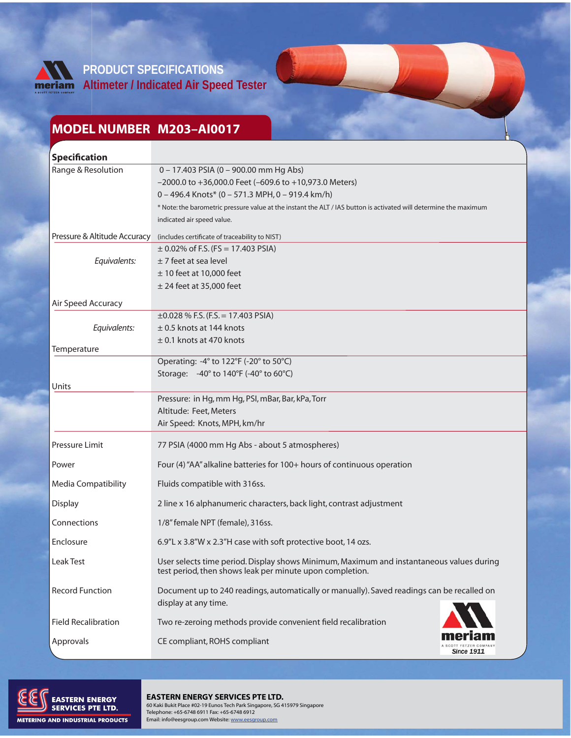PRODUCT SPECIFICATIONS

## Altimeter / Indicated Air Speed Tester

## MODEL NUMBER M203–AI0017

| Specification | |
|---|---|
| Range & Resolution | 0 – 17.403 PSIA (0 – 900.00 mm Hg Abs)<br>−2000.0 to +36,000.0 Feet (−609.6 to +10,973.0 Meters)<br>0 – 496.4 Knots* (0 – 571.3 MPH, 0 – 919.4 km/h)<br>* Note: the barometric pressure value at the instant the ALT / IAS button is activated will determine the maximum indicated air speed value. |
| Pressure & Altitude Accuracy | (includes certificate of traceability to NIST)<br>± 0.02% of F.S. (FS = 17.403 PSIA) |
| *Equivalents:* | ± 7 feet at sea level<br>± 10 feet at 10,000 feet<br>± 24 feet at 35,000 feet |
| Air Speed Accuracy | ±0.028 % F.S. (F.S. = 17.403 PSIA) |
| *Equivalents:* | ± 0.5 knots at 144 knots<br>± 0.1 knots at 470 knots |
| Temperature | Operating: -4° to 122°F (-20° to 50°C)<br>Storage: -40° to 140°F (-40° to 60°C) |
| Units | Pressure: in Hg, mm Hg, PSI, mBar, Bar, kPa, Torr<br>Altitude: Feet, Meters<br>Air Speed: Knots, MPH, km/hr |
| Pressure Limit | 77 PSIA (4000 mm Hg Abs - about 5 atmospheres) |
| Power | Four (4) "AA" alkaline batteries for 100+ hours of continuous operation |
| Media Compatibility | Fluids compatible with 316ss. |
| Display | 2 line x 16 alphanumeric characters, back light, contrast adjustment |
| Connections | 1/8" female NPT (female), 316ss. |
| Enclosure | 6.9"L x 3.8"W x 2.3"H case with soft protective boot, 14 ozs. |
| Leak Test | User selects time period. Display shows Minimum, Maximum and instantaneous values during test period, then shows leak per minute upon completion. |
| Record Function | Document up to 240 readings, automatically or manually). Saved readings can be recalled on display at any time. |
| Field Recalibration | Two re-zeroing methods provide convenient field recalibration |
| Approvals | CE compliant, ROHS compliant |

meriam
A SCOTT FETZER COMPANY
Since 1911

EASTERN ENERGY SERVICES PTE LTD.
METERING AND INDUSTRIAL PRODUCTS

**EASTERN ENERGY SERVICES PTE LTD.**
60 Kaki Bukit Place #02-19 Eunos Tech Park Singapore, SG 415979 Singapore
Telephone: +65-6748 6911 Fax: +65-6748 6912
Email: info@eesgroup.com Website: www.eesgroup.com